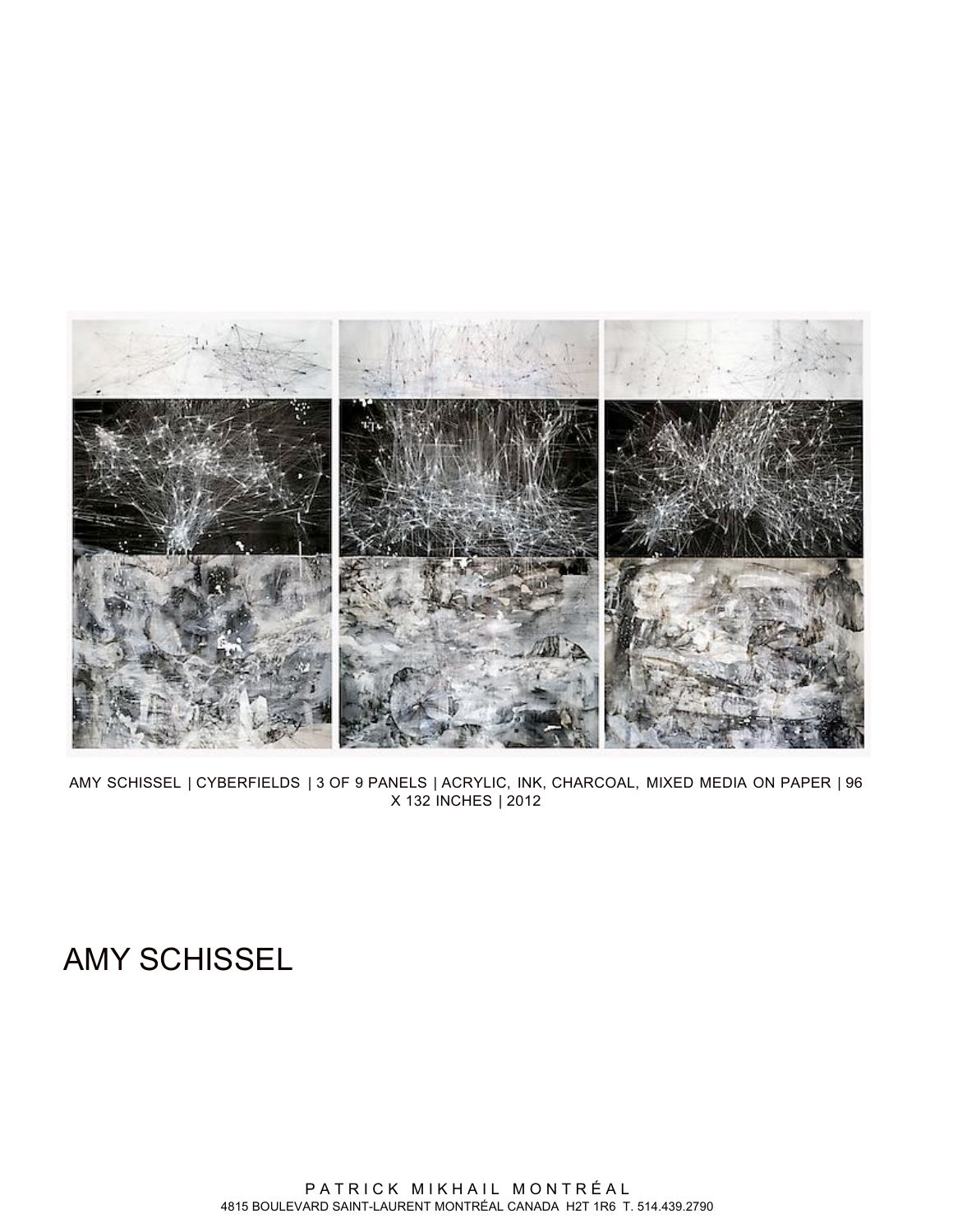AMY SCHISSEL | CYBERFIELDS | 3 OF 9 PANELS | ACRYLIC, INK, CHARCOAL, MIXED MEDIA ON PAPER | 96 X 132 INCHES | 2012

# AMY SCHISSEL

PATRICK MIKHAIL MONTRÉAL
4815 BOULEVARD SAINT-LAURENT MONTRÉAL CANADA H2T 1R6 T. 514.439.2790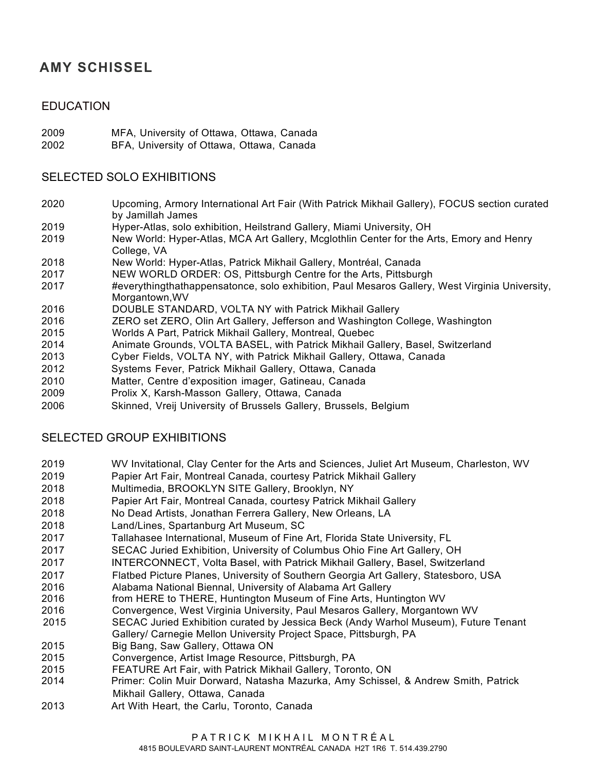# AMY SCHISSEL

## EDUCATION

2009 MFA, University of Ottawa, Ottawa, Canada
2002 BFA, University of Ottawa, Ottawa, Canada

## SELECTED SOLO EXHIBITIONS

2020 Upcoming, Armory International Art Fair (With Patrick Mikhail Gallery), FOCUS section curated by Jamillah James
2019 Hyper-Atlas, solo exhibition, Heilstrand Gallery, Miami University, OH
2019 New World: Hyper-Atlas, MCA Art Gallery, Mcglothlin Center for the Arts, Emory and Henry College, VA
2018 New World: Hyper-Atlas, Patrick Mikhail Gallery, Montréal, Canada
2017 NEW WORLD ORDER: OS, Pittsburgh Centre for the Arts, Pittsburgh
2017 #everythingthathappensatonce, solo exhibition, Paul Mesaros Gallery, West Virginia University, Morgantown,WV
2016 DOUBLE STANDARD, VOLTA NY with Patrick Mikhail Gallery
2016 ZERO set ZERO, Olin Art Gallery, Jefferson and Washington College, Washington
2015 Worlds A Part, Patrick Mikhail Gallery, Montreal, Quebec
2014 Animate Grounds, VOLTA BASEL, with Patrick Mikhail Gallery, Basel, Switzerland
2013 Cyber Fields, VOLTA NY, with Patrick Mikhail Gallery, Ottawa, Canada
2012 Systems Fever, Patrick Mikhail Gallery, Ottawa, Canada
2010 Matter, Centre d'exposition imager, Gatineau, Canada
2009 Prolix X, Karsh-Masson Gallery, Ottawa, Canada
2006 Skinned, Vreij University of Brussels Gallery, Brussels, Belgium

## SELECTED GROUP EXHIBITIONS

2019 WV Invitational, Clay Center for the Arts and Sciences, Juliet Art Museum, Charleston, WV
2019 Papier Art Fair, Montreal Canada, courtesy Patrick Mikhail Gallery
2018 Multimedia, BROOKLYN SITE Gallery, Brooklyn, NY
2018 Papier Art Fair, Montreal Canada, courtesy Patrick Mikhail Gallery
2018 No Dead Artists, Jonathan Ferrera Gallery, New Orleans, LA
2018 Land/Lines, Spartanburg Art Museum, SC
2017 Tallahasee International, Museum of Fine Art, Florida State University, FL
2017 SECAC Juried Exhibition, University of Columbus Ohio Fine Art Gallery, OH
2017 INTERCONNECT, Volta Basel, with Patrick Mikhail Gallery, Basel, Switzerland
2017 Flatbed Picture Planes, University of Southern Georgia Art Gallery, Statesboro, USA
2016 Alabama National Biennal, University of Alabama Art Gallery
2016 from HERE to THERE, Huntington Museum of Fine Arts, Huntington WV
2016 Convergence, West Virginia University, Paul Mesaros Gallery, Morgantown WV
2015 SECAC Juried Exhibition curated by Jessica Beck (Andy Warhol Museum), Future Tenant Gallery/ Carnegie Mellon University Project Space, Pittsburgh, PA
2015 Big Bang, Saw Gallery, Ottawa ON
2015 Convergence, Artist Image Resource, Pittsburgh, PA
2015 FEATURE Art Fair, with Patrick Mikhail Gallery, Toronto, ON
2014 Primer: Colin Muir Dorward, Natasha Mazurka, Amy Schissel, & Andrew Smith, Patrick Mikhail Gallery, Ottawa, Canada
2013 Art With Heart, the Carlu, Toronto, Canada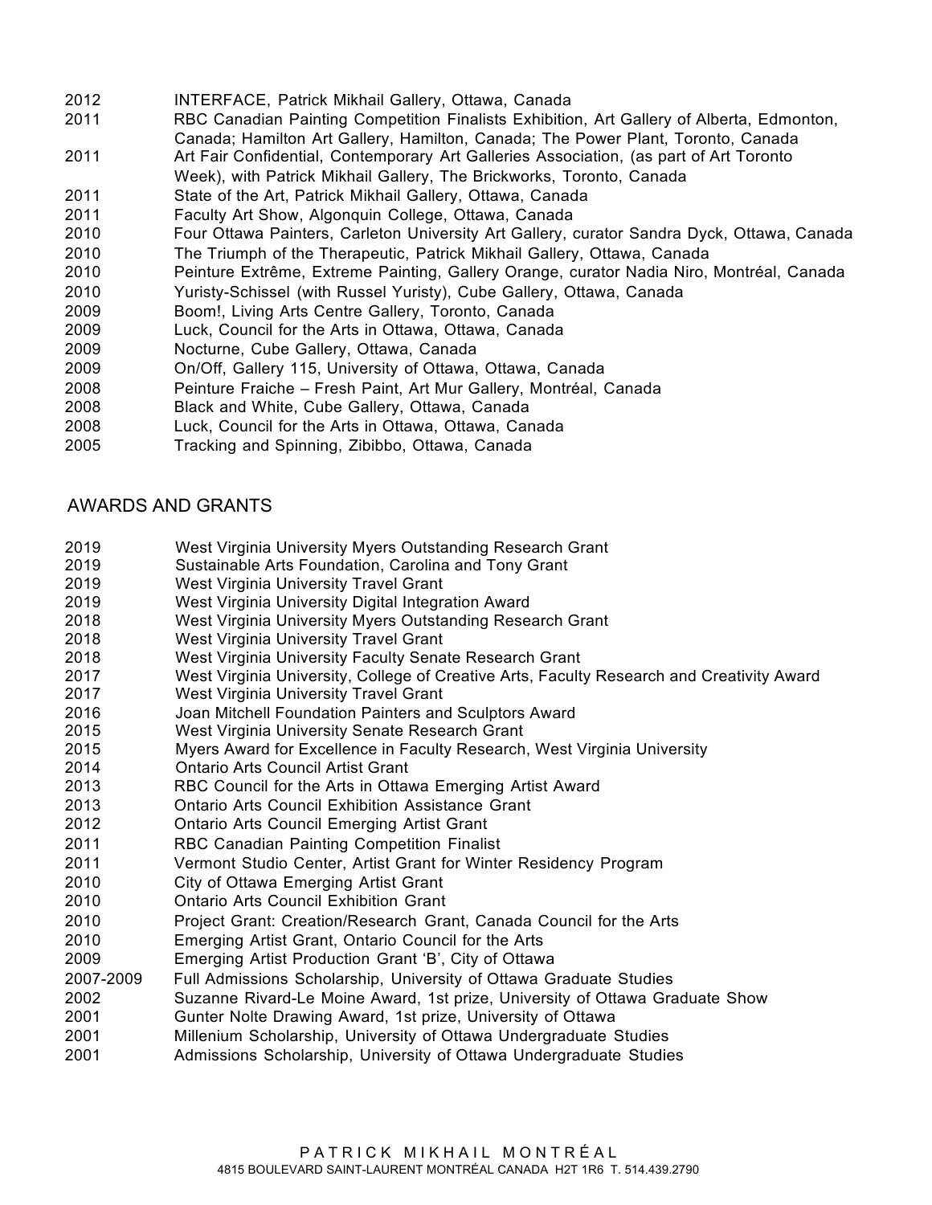2012 INTERFACE, Patrick Mikhail Gallery, Ottawa, Canada
2011 RBC Canadian Painting Competition Finalists Exhibition, Art Gallery of Alberta, Edmonton, Canada; Hamilton Art Gallery, Hamilton, Canada; The Power Plant, Toronto, Canada
2011 Art Fair Confidential, Contemporary Art Galleries Association, (as part of Art Toronto Week), with Patrick Mikhail Gallery, The Brickworks, Toronto, Canada
2011 State of the Art, Patrick Mikhail Gallery, Ottawa, Canada
2011 Faculty Art Show, Algonquin College, Ottawa, Canada
2010 Four Ottawa Painters, Carleton University Art Gallery, curator Sandra Dyck, Ottawa, Canada
2010 The Triumph of the Therapeutic, Patrick Mikhail Gallery, Ottawa, Canada
2010 Peinture Extrême, Extreme Painting, Gallery Orange, curator Nadia Niro, Montréal, Canada
2010 Yuristy-Schissel (with Russel Yuristy), Cube Gallery, Ottawa, Canada
2009 Boom!, Living Arts Centre Gallery, Toronto, Canada
2009 Luck, Council for the Arts in Ottawa, Ottawa, Canada
2009 Nocturne, Cube Gallery, Ottawa, Canada
2009 On/Off, Gallery 115, University of Ottawa, Ottawa, Canada
2008 Peinture Fraiche – Fresh Paint, Art Mur Gallery, Montréal, Canada
2008 Black and White, Cube Gallery, Ottawa, Canada
2008 Luck, Council for the Arts in Ottawa, Ottawa, Canada
2005 Tracking and Spinning, Zibibbo, Ottawa, Canada

## AWARDS AND GRANTS

2019 West Virginia University Myers Outstanding Research Grant
2019 Sustainable Arts Foundation, Carolina and Tony Grant
2019 West Virginia University Travel Grant
2019 West Virginia University Digital Integration Award
2018 West Virginia University Myers Outstanding Research Grant
2018 West Virginia University Travel Grant
2018 West Virginia University Faculty Senate Research Grant
2017 West Virginia University, College of Creative Arts, Faculty Research and Creativity Award
2017 West Virginia University Travel Grant
2016 Joan Mitchell Foundation Painters and Sculptors Award
2015 West Virginia University Senate Research Grant
2015 Myers Award for Excellence in Faculty Research, West Virginia University
2014 Ontario Arts Council Artist Grant
2013 RBC Council for the Arts in Ottawa Emerging Artist Award
2013 Ontario Arts Council Exhibition Assistance Grant
2012 Ontario Arts Council Emerging Artist Grant
2011 RBC Canadian Painting Competition Finalist
2011 Vermont Studio Center, Artist Grant for Winter Residency Program
2010 City of Ottawa Emerging Artist Grant
2010 Ontario Arts Council Exhibition Grant
2010 Project Grant: Creation/Research Grant, Canada Council for the Arts
2010 Emerging Artist Grant, Ontario Council for the Arts
2009 Emerging Artist Production Grant 'B', City of Ottawa
2007-2009 Full Admissions Scholarship, University of Ottawa Graduate Studies
2002 Suzanne Rivard-Le Moine Award, 1st prize, University of Ottawa Graduate Show
2001 Gunter Nolte Drawing Award, 1st prize, University of Ottawa
2001 Millenium Scholarship, University of Ottawa Undergraduate Studies
2001 Admissions Scholarship, University of Ottawa Undergraduate Studies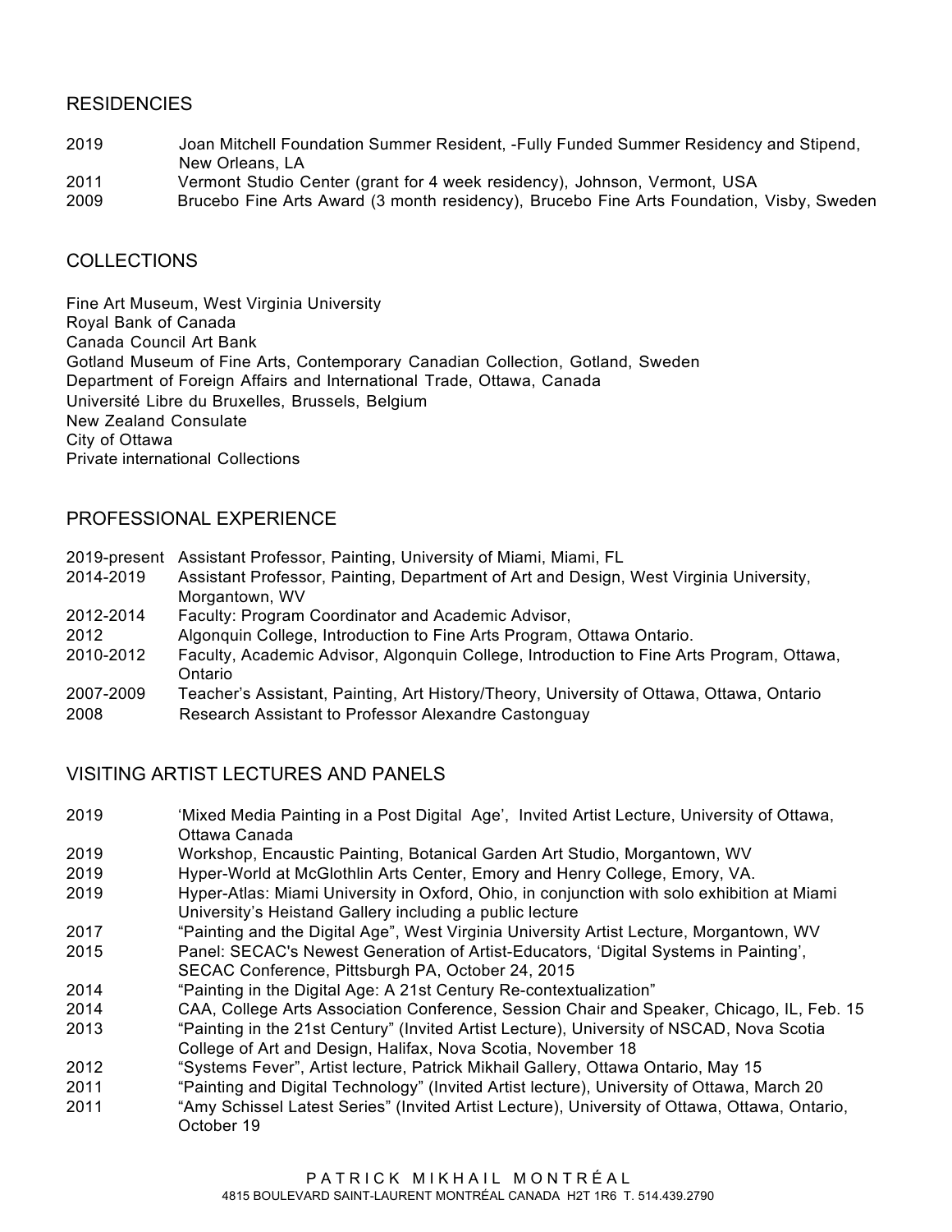## RESIDENCIES

- 2019 Joan Mitchell Foundation Summer Resident, -Fully Funded Summer Residency and Stipend, New Orleans, LA
- 2011 Vermont Studio Center (grant for 4 week residency), Johnson, Vermont, USA
- 2009 Brucebo Fine Arts Award (3 month residency), Brucebo Fine Arts Foundation, Visby, Sweden

## COLLECTIONS

Fine Art Museum, West Virginia University
Royal Bank of Canada
Canada Council Art Bank
Gotland Museum of Fine Arts, Contemporary Canadian Collection, Gotland, Sweden
Department of Foreign Affairs and International Trade, Ottawa, Canada
Université Libre du Bruxelles, Brussels, Belgium
New Zealand Consulate
City of Ottawa
Private international Collections

## PROFESSIONAL EXPERIENCE

- 2019-present Assistant Professor, Painting, University of Miami, Miami, FL
- 2014-2019 Assistant Professor, Painting, Department of Art and Design, West Virginia University, Morgantown, WV
- 2012-2014 Faculty: Program Coordinator and Academic Advisor,
- 2012 Algonquin College, Introduction to Fine Arts Program, Ottawa Ontario.
- 2010-2012 Faculty, Academic Advisor, Algonquin College, Introduction to Fine Arts Program, Ottawa, Ontario
- 2007-2009 Teacher's Assistant, Painting, Art History/Theory, University of Ottawa, Ottawa, Ontario
- 2008 Research Assistant to Professor Alexandre Castonguay

## VISITING ARTIST LECTURES AND PANELS

- 2019 'Mixed Media Painting in a Post Digital Age', Invited Artist Lecture, University of Ottawa, Ottawa Canada
- 2019 Workshop, Encaustic Painting, Botanical Garden Art Studio, Morgantown, WV
- 2019 Hyper-World at McGlothlin Arts Center, Emory and Henry College, Emory, VA.
- 2019 Hyper-Atlas: Miami University in Oxford, Ohio, in conjunction with solo exhibition at Miami University's Heistand Gallery including a public lecture
- 2017 "Painting and the Digital Age", West Virginia University Artist Lecture, Morgantown, WV
- 2015 Panel: SECAC's Newest Generation of Artist-Educators, 'Digital Systems in Painting', SECAC Conference, Pittsburgh PA, October 24, 2015
- 2014 "Painting in the Digital Age: A 21st Century Re-contextualization"
- 2014 CAA, College Arts Association Conference, Session Chair and Speaker, Chicago, IL, Feb. 15
- 2013 "Painting in the 21st Century" (Invited Artist Lecture), University of NSCAD, Nova Scotia College of Art and Design, Halifax, Nova Scotia, November 18
- 2012 "Systems Fever", Artist lecture, Patrick Mikhail Gallery, Ottawa Ontario, May 15
- 2011 "Painting and Digital Technology" (Invited Artist lecture), University of Ottawa, March 20
- 2011 "Amy Schissel Latest Series" (Invited Artist Lecture), University of Ottawa, Ottawa, Ontario, October 19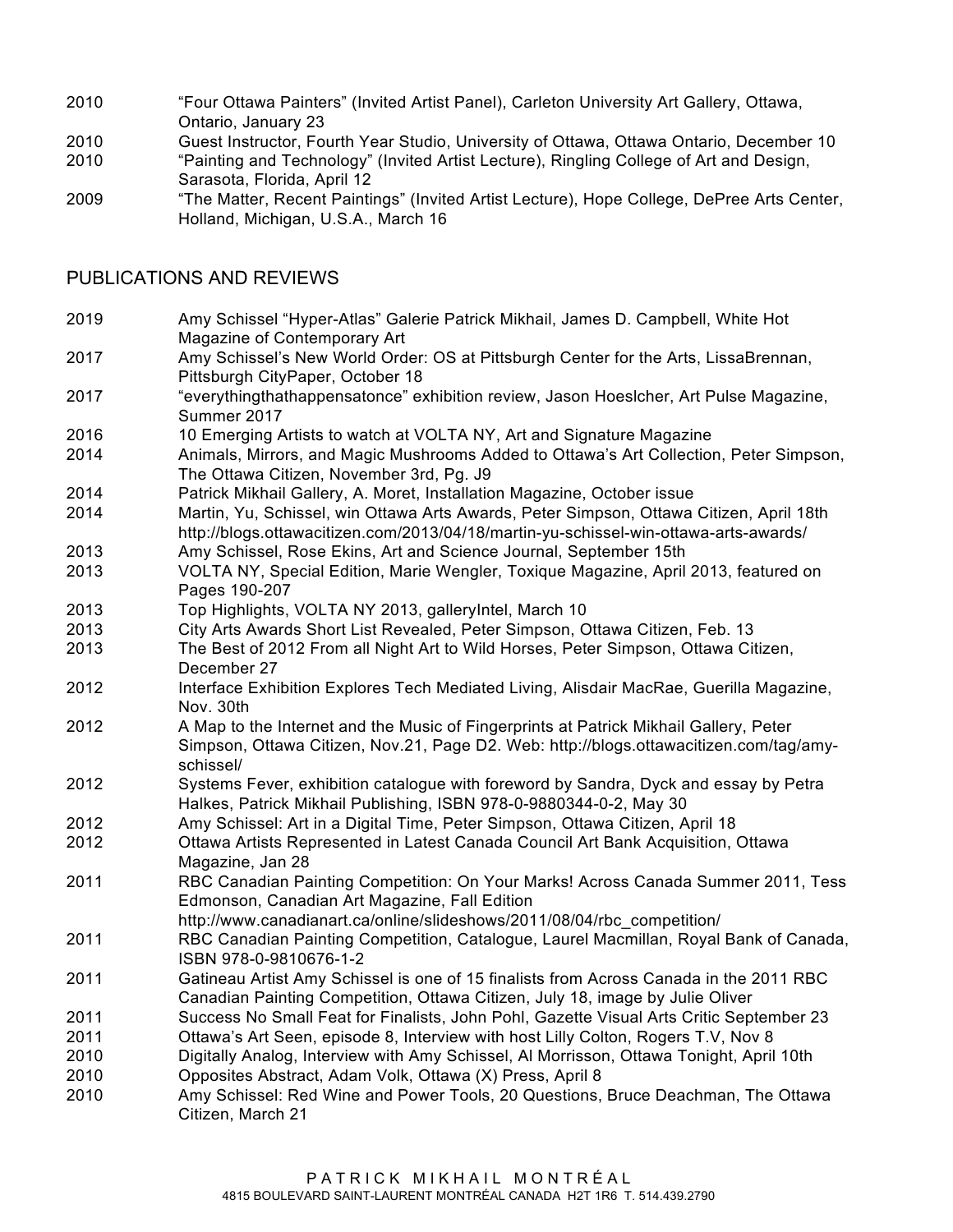2010 "Four Ottawa Painters" (Invited Artist Panel), Carleton University Art Gallery, Ottawa, Ontario, January 23
2010 Guest Instructor, Fourth Year Studio, University of Ottawa, Ottawa Ontario, December 10
2010 "Painting and Technology" (Invited Artist Lecture), Ringling College of Art and Design, Sarasota, Florida, April 12
2009 "The Matter, Recent Paintings" (Invited Artist Lecture), Hope College, DePree Arts Center, Holland, Michigan, U.S.A., March 16

## PUBLICATIONS AND REVIEWS

2019 Amy Schissel "Hyper-Atlas" Galerie Patrick Mikhail, James D. Campbell, White Hot Magazine of Contemporary Art
2017 Amy Schissel's New World Order: OS at Pittsburgh Center for the Arts, LissaBrennan, Pittsburgh CityPaper, October 18
2017 "everythingthathappensatonce" exhibition review, Jason Hoeslcher, Art Pulse Magazine, Summer 2017
2016 10 Emerging Artists to watch at VOLTA NY, Art and Signature Magazine
2014 Animals, Mirrors, and Magic Mushrooms Added to Ottawa's Art Collection, Peter Simpson, The Ottawa Citizen, November 3rd, Pg. J9
2014 Patrick Mikhail Gallery, A. Moret, Installation Magazine, October issue
2014 Martin, Yu, Schissel, win Ottawa Arts Awards, Peter Simpson, Ottawa Citizen, April 18th http://blogs.ottawacitizen.com/2013/04/18/martin-yu-schissel-win-ottawa-arts-awards/
2013 Amy Schissel, Rose Ekins, Art and Science Journal, September 15th
2013 VOLTA NY, Special Edition, Marie Wengler, Toxique Magazine, April 2013, featured on Pages 190-207
2013 Top Highlights, VOLTA NY 2013, galleryIntel, March 10
2013 City Arts Awards Short List Revealed, Peter Simpson, Ottawa Citizen, Feb. 13
2013 The Best of 2012 From all Night Art to Wild Horses, Peter Simpson, Ottawa Citizen, December 27
2012 Interface Exhibition Explores Tech Mediated Living, Alisdair MacRae, Guerilla Magazine, Nov. 30th
2012 A Map to the Internet and the Music of Fingerprints at Patrick Mikhail Gallery, Peter Simpson, Ottawa Citizen, Nov.21, Page D2. Web: http://blogs.ottawacitizen.com/tag/amy-schissel/
2012 Systems Fever, exhibition catalogue with foreword by Sandra, Dyck and essay by Petra Halkes, Patrick Mikhail Publishing, ISBN 978-0-9880344-0-2, May 30
2012 Amy Schissel: Art in a Digital Time, Peter Simpson, Ottawa Citizen, April 18
2012 Ottawa Artists Represented in Latest Canada Council Art Bank Acquisition, Ottawa Magazine, Jan 28
2011 RBC Canadian Painting Competition: On Your Marks! Across Canada Summer 2011, Tess Edmonson, Canadian Art Magazine, Fall Edition http://www.canadianart.ca/online/slideshows/2011/08/04/rbc_competition/
2011 RBC Canadian Painting Competition, Catalogue, Laurel Macmillan, Royal Bank of Canada, ISBN 978-0-9810676-1-2
2011 Gatineau Artist Amy Schissel is one of 15 finalists from Across Canada in the 2011 RBC Canadian Painting Competition, Ottawa Citizen, July 18, image by Julie Oliver
2011 Success No Small Feat for Finalists, John Pohl, Gazette Visual Arts Critic September 23
2011 Ottawa's Art Seen, episode 8, Interview with host Lilly Colton, Rogers T.V, Nov 8
2010 Digitally Analog, Interview with Amy Schissel, Al Morrisson, Ottawa Tonight, April 10th
2010 Opposites Abstract, Adam Volk, Ottawa (X) Press, April 8
2010 Amy Schissel: Red Wine and Power Tools, 20 Questions, Bruce Deachman, The Ottawa Citizen, March 21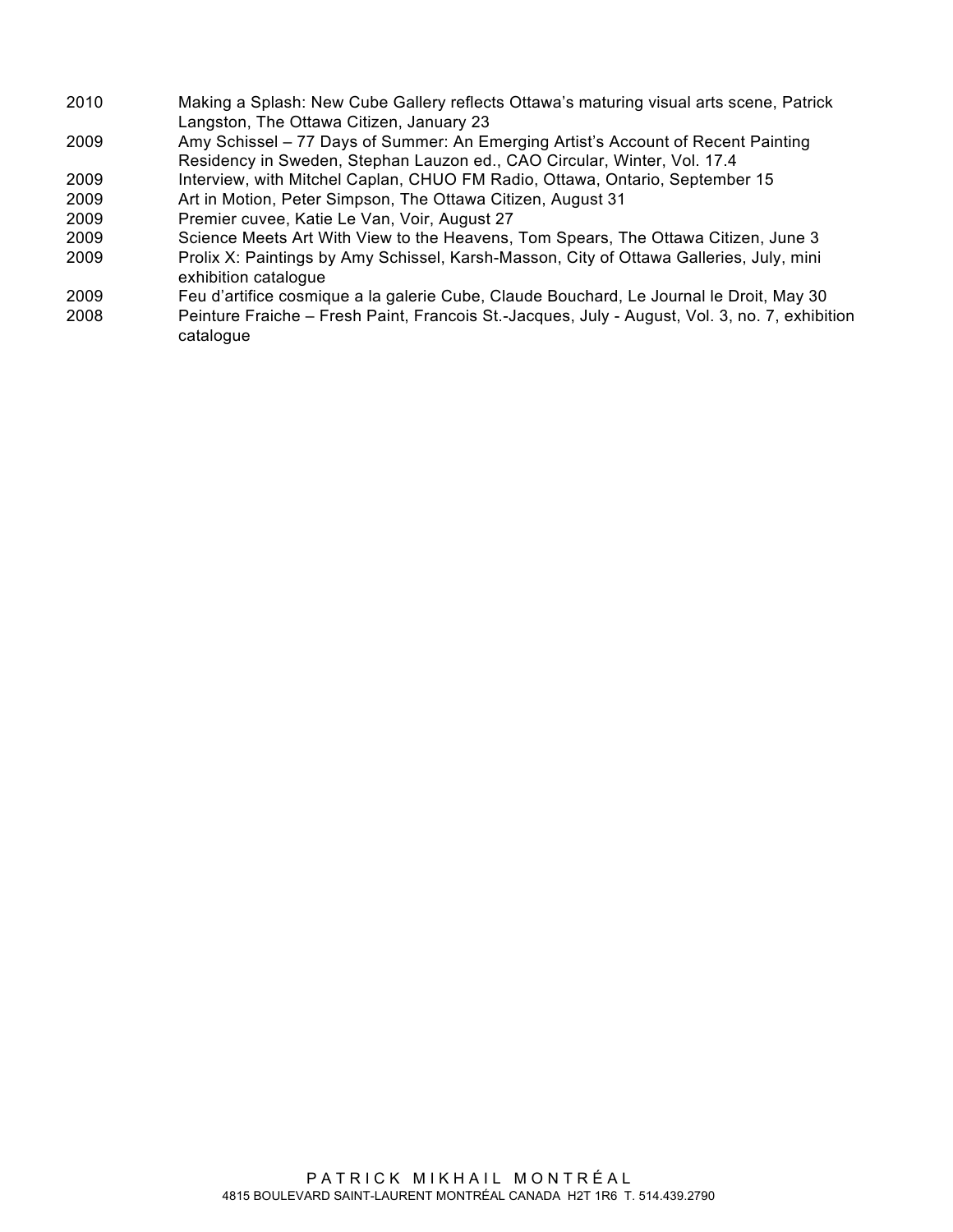| | |
|---|---|
| 2010 | Making a Splash: New Cube Gallery reflects Ottawa's maturing visual arts scene, Patrick Langston, The Ottawa Citizen, January 23 |
| 2009 | Amy Schissel – 77 Days of Summer: An Emerging Artist's Account of Recent Painting Residency in Sweden, Stephan Lauzon ed., CAO Circular, Winter, Vol. 17.4 |
| 2009 | Interview, with Mitchel Caplan, CHUO FM Radio, Ottawa, Ontario, September 15 |
| 2009 | Art in Motion, Peter Simpson, The Ottawa Citizen, August 31 |
| 2009 | Premier cuvee, Katie Le Van, Voir, August 27 |
| 2009 | Science Meets Art With View to the Heavens, Tom Spears, The Ottawa Citizen, June 3 |
| 2009 | Prolix X: Paintings by Amy Schissel, Karsh-Masson, City of Ottawa Galleries, July, mini exhibition catalogue |
| 2009 | Feu d'artifice cosmique a la galerie Cube, Claude Bouchard, Le Journal le Droit, May 30 |
| 2008 | Peinture Fraiche – Fresh Paint, Francois St.-Jacques, July - August, Vol. 3, no. 7, exhibition catalogue |